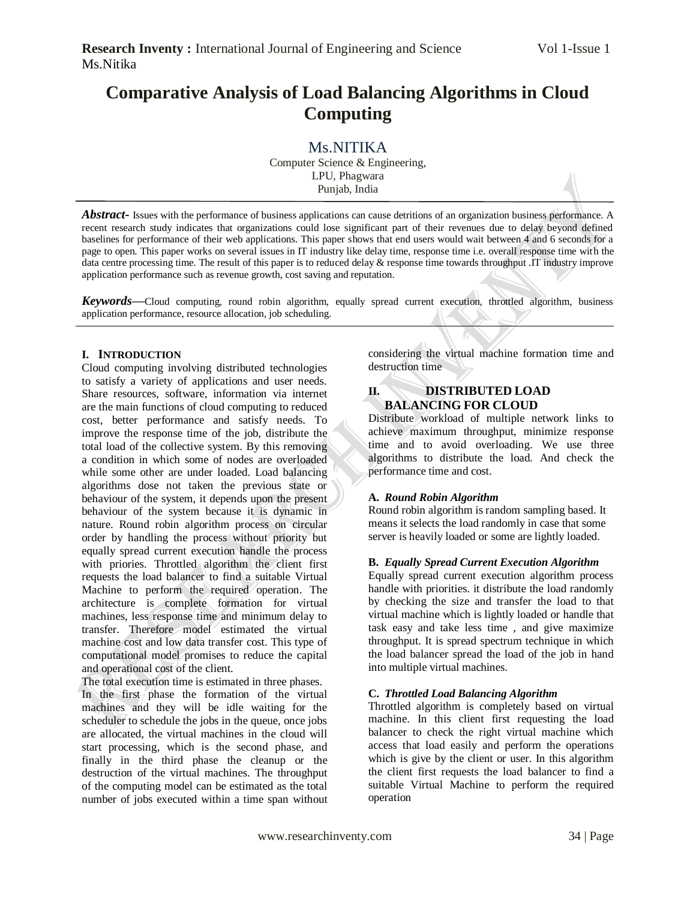# Comparative Analysis of Load Balancing Algorithms in Cloud Computing

Ms.NITIKA

Computer Science & Engineering,
LPU, Phagwara
Punjab, India

***Abstract-*** Issues with the performance of business applications can cause detritions of an organization business performance. A recent research study indicates that organizations could lose significant part of their revenues due to delay beyond defined baselines for performance of their web applications. This paper shows that end users would wait between 4 and 6 seconds for a page to open. This paper works on several issues in IT industry like delay time, response time i.e. overall response time with the data centre processing time. The result of this paper is to reduced delay & response time towards throughput .IT industry improve application performance such as revenue growth, cost saving and reputation.

***Keywords—***Cloud computing, round robin algorithm, equally spread current execution, throttled algorithm, business application performance, resource allocation, job scheduling.

## I. INTRODUCTION

Cloud computing involving distributed technologies to satisfy a variety of applications and user needs. Share resources, software, information via internet are the main functions of cloud computing to reduced cost, better performance and satisfy needs. To improve the response time of the job, distribute the total load of the collective system. By this removing a condition in which some of nodes are overloaded while some other are under loaded. Load balancing algorithms dose not taken the previous state or behaviour of the system, it depends upon the present behaviour of the system because it is dynamic in nature. Round robin algorithm process on circular order by handling the process without priority but equally spread current execution handle the process with priories. Throttled algorithm the client first requests the load balancer to find a suitable Virtual Machine to perform the required operation. The architecture is complete formation for virtual machines, less response time and minimum delay to transfer. Therefore model estimated the virtual machine cost and low data transfer cost. This type of computational model promises to reduce the capital and operational cost of the client.

The total execution time is estimated in three phases. In the first phase the formation of the virtual machines and they will be idle waiting for the scheduler to schedule the jobs in the queue, once jobs are allocated, the virtual machines in the cloud will start processing, which is the second phase, and finally in the third phase the cleanup or the destruction of the virtual machines. The throughput of the computing model can be estimated as the total number of jobs executed within a time span without considering the virtual machine formation time and destruction time

## II. DISTRIBUTED LOAD BALANCING FOR CLOUD

Distribute workload of multiple network links to achieve maximum throughput, minimize response time and to avoid overloading. We use three algorithms to distribute the load. And check the performance time and cost.

### A. *Round Robin Algorithm*

Round robin algorithm is random sampling based. It means it selects the load randomly in case that some server is heavily loaded or some are lightly loaded.

### B. *Equally Spread Current Execution Algorithm*

Equally spread current execution algorithm process handle with priorities. it distribute the load randomly by checking the size and transfer the load to that virtual machine which is lightly loaded or handle that task easy and take less time , and give maximize throughput. It is spread spectrum technique in which the load balancer spread the load of the job in hand into multiple virtual machines.

### C. *Throttled Load Balancing Algorithm*

Throttled algorithm is completely based on virtual machine. In this client first requesting the load balancer to check the right virtual machine which access that load easily and perform the operations which is give by the client or user. In this algorithm the client first requests the load balancer to find a suitable Virtual Machine to perform the required operation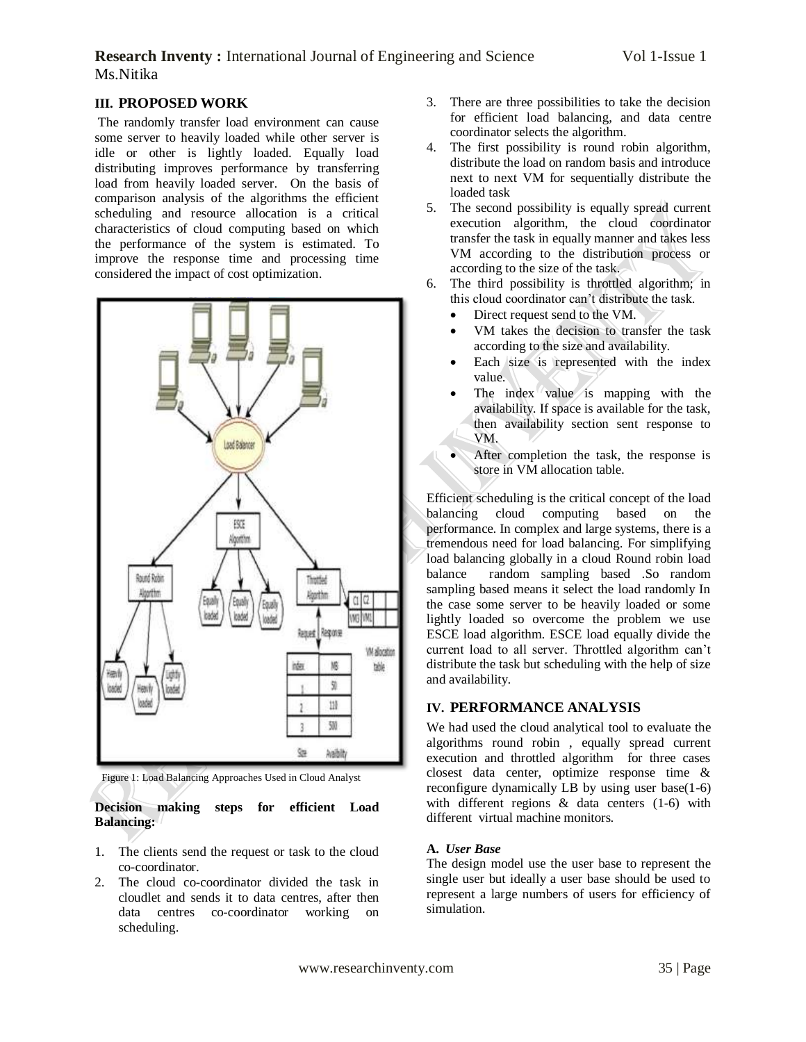## III. PROPOSED WORK

The randomly transfer load environment can cause some server to heavily loaded while other server is idle or other is lightly loaded. Equally load distributing improves performance by transferring load from heavily loaded server. On the basis of comparison analysis of the algorithms the efficient scheduling and resource allocation is a critical characteristics of cloud computing based on which the performance of the system is estimated. To improve the response time and processing time considered the impact of cost optimization.

Figure 1: Load Balancing Approaches Used in Cloud Analyst

**Decision making steps for efficient Load Balancing:**

1. The clients send the request or task to the cloud co-coordinator.
2. The cloud co-coordinator divided the task in cloudlet and sends it to data centres, after then data centres co-coordinator working on scheduling.
3. There are three possibilities to take the decision for efficient load balancing, and data centre coordinator selects the algorithm.
4. The first possibility is round robin algorithm, distribute the load on random basis and introduce next to next VM for sequentially distribute the loaded task
5. The second possibility is equally spread current execution algorithm, the cloud coordinator transfer the task in equally manner and takes less VM according to the distribution process or according to the size of the task.
6. The third possibility is throttled algorithm; in this cloud coordinator can't distribute the task.
   - Direct request send to the VM.
   - VM takes the decision to transfer the task according to the size and availability.
   - Each size is represented with the index value.
   - The index value is mapping with the availability. If space is available for the task, then availability section sent response to VM.
   - After completion the task, the response is store in VM allocation table.

Efficient scheduling is the critical concept of the load balancing cloud computing based on the performance. In complex and large systems, there is a tremendous need for load balancing. For simplifying load balancing globally in a cloud Round robin load balance random sampling based .So random sampling based means it select the load randomly In the case some server to be heavily loaded or some lightly loaded so overcome the problem we use ESCE load algorithm. ESCE load equally divide the current load to all server. Throttled algorithm can't distribute the task but scheduling with the help of size and availability.

## IV. PERFORMANCE ANALYSIS

We had used the cloud analytical tool to evaluate the algorithms round robin , equally spread current execution and throttled algorithm for three cases closest data center, optimize response time & reconfigure dynamically LB by using user base(1-6) with different regions & data centers (1-6) with different virtual machine monitors.

### A. *User Base*

The design model use the user base to represent the single user but ideally a user base should be used to represent a large numbers of users for efficiency of simulation.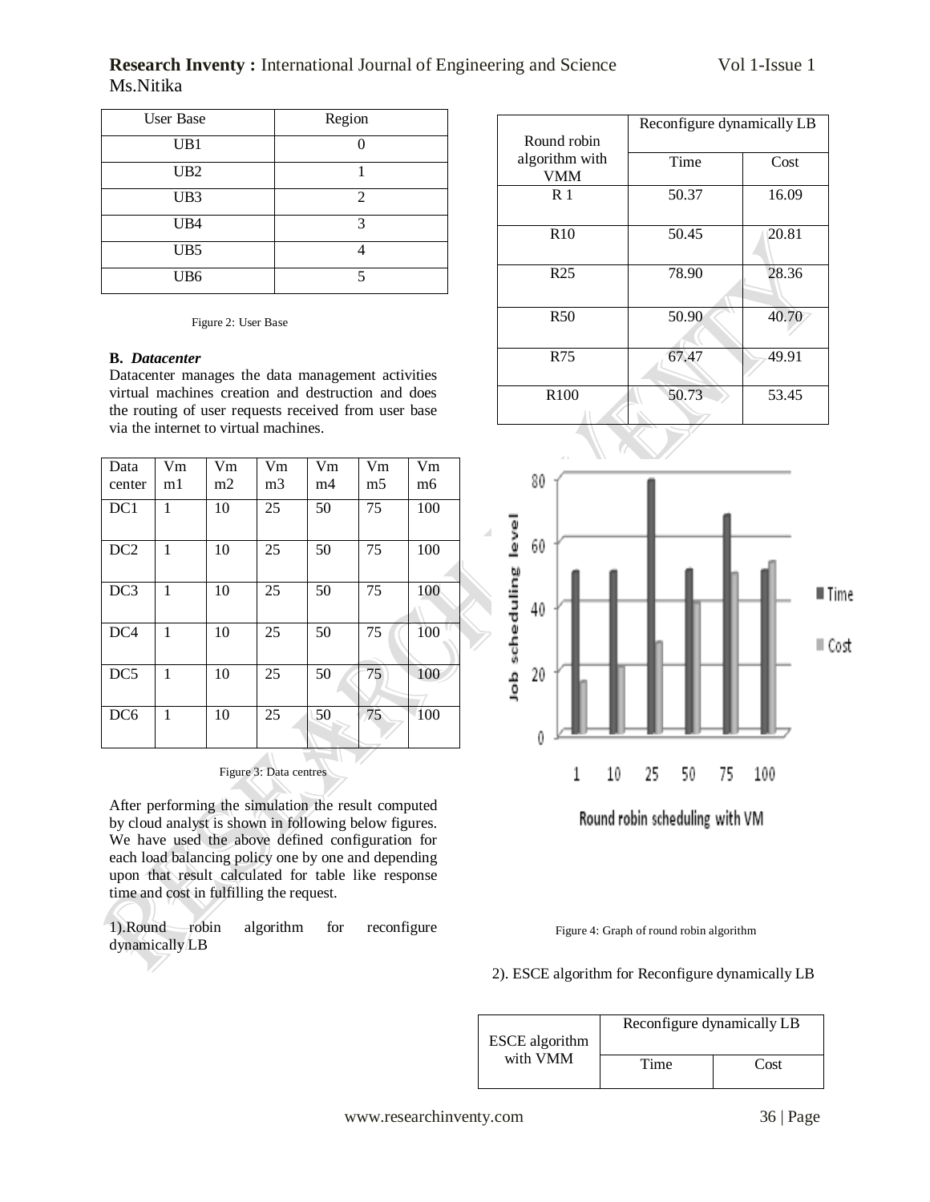| User Base | Region |
|---|---|
| UB1 | 0 |
| UB2 | 1 |
| UB3 | 2 |
| UB4 | 3 |
| UB5 | 4 |
| UB6 | 5 |

Figure 2: User Base

**B.** ***Datacenter***

Datacenter manages the data management activities virtual machines creation and destruction and does the routing of user requests received from user base via the internet to virtual machines.

| Data center | Vm m1 | Vm m2 | Vm m3 | Vm m4 | Vm m5 | Vm m6 |
|---|---|---|---|---|---|---|
| DC1 | 1 | 10 | 25 | 50 | 75 | 100 |
| DC2 | 1 | 10 | 25 | 50 | 75 | 100 |
| DC3 | 1 | 10 | 25 | 50 | 75 | 100 |
| DC4 | 1 | 10 | 25 | 50 | 75 | 100 |
| DC5 | 1 | 10 | 25 | 50 | 75 | 100 |
| DC6 | 1 | 10 | 25 | 50 | 75 | 100 |

Figure 3: Data centres

After performing the simulation the result computed by cloud analyst is shown in following below figures. We have used the above defined configuration for each load balancing policy one by one and depending upon that result calculated for table like response time and cost in fulfilling the request.

1).Round robin algorithm for reconfigure dynamically LB

| Round robin algorithm with VMM | Reconfigure dynamically LB | |
|---|---|---|
| | Time | Cost |
| R 1 | 50.37 | 16.09 |
| R10 | 50.45 | 20.81 |
| R25 | 78.90 | 28.36 |
| R50 | 50.90 | 40.70 |
| R75 | 67.47 | 49.91 |
| R100 | 50.73 | 53.45 |

Figure 4: Graph of round robin algorithm

2). ESCE algorithm for Reconfigure dynamically LB

| ESCE algorithm with VMM | Reconfigure dynamically LB | |
|---|---|---|
| | Time | Cost |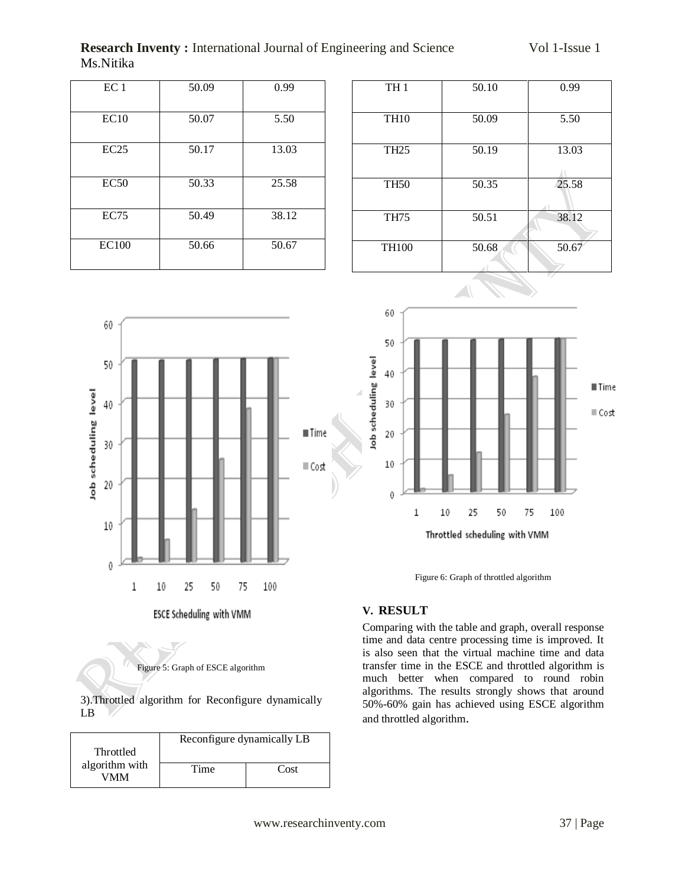| EC 1 | 50.09 | 0.99 |
|---|---|---|
| EC10 | 50.07 | 5.50 |
| EC25 | 50.17 | 13.03 |
| EC50 | 50.33 | 25.58 |
| EC75 | 50.49 | 38.12 |
| EC100 | 50.66 | 50.67 |

Figure 5: Graph of ESCE algorithm

3).Throttled algorithm for Reconfigure dynamically LB

| Throttled algorithm with VMM | Reconfigure dynamically LB | |
|---|---|---|
| | Time | Cost |
| TH 1 | 50.10 | 0.99 |
| TH10 | 50.09 | 5.50 |
| TH25 | 50.19 | 13.03 |
| TH50 | 50.35 | 25.58 |
| TH75 | 50.51 | 38.12 |
| TH100 | 50.68 | 50.67 |

Figure 6: Graph of throttled algorithm

## V. RESULT

Comparing with the table and graph, overall response time and data centre processing time is improved. It is also seen that the virtual machine time and data transfer time in the ESCE and throttled algorithm is much better when compared to round robin algorithms. The results strongly shows that around 50%-60% gain has achieved using ESCE algorithm and throttled algorithm.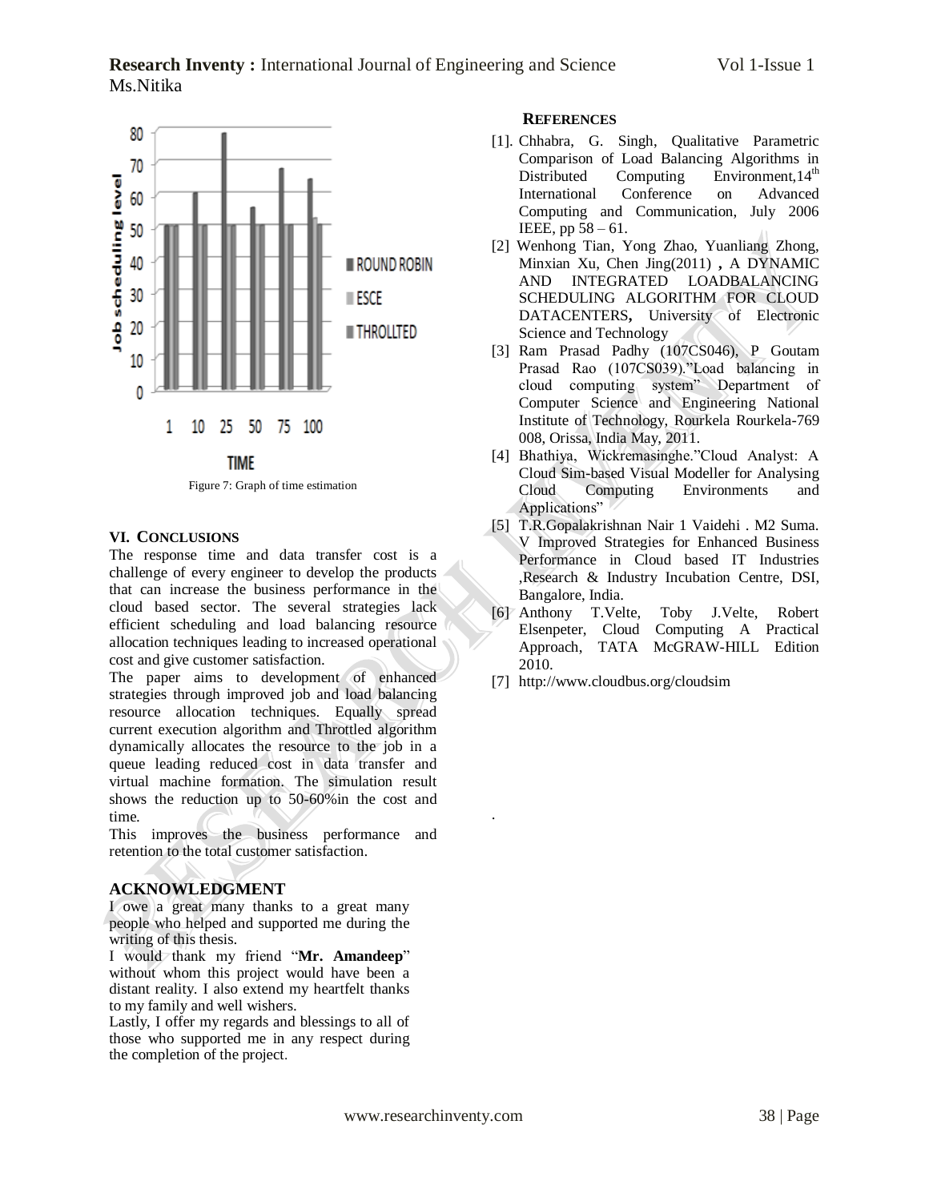80
70
60
50
40
30
20
10
0

Job scheduling level

1 10 25 50 75 100

TIME

ROUND ROBIN
ESCE
THROLLTED

Figure 7: Graph of time estimation

## VI. CONCLUSIONS

The response time and data transfer cost is a challenge of every engineer to develop the products that can increase the business performance in the cloud based sector. The several strategies lack efficient scheduling and load balancing resource allocation techniques leading to increased operational cost and give customer satisfaction.

The paper aims to development of enhanced strategies through improved job and load balancing resource allocation techniques. Equally spread current execution algorithm and Throttled algorithm dynamically allocates the resource to the job in a queue leading reduced cost in data transfer and virtual machine formation. The simulation result shows the reduction up to 50-60%in the cost and time.

This improves the business performance and retention to the total customer satisfaction.

## ACKNOWLEDGMENT

I owe a great many thanks to a great many people who helped and supported me during the writing of this thesis.

I would thank my friend "**Mr. Amandeep**" without whom this project would have been a distant reality. I also extend my heartfelt thanks to my family and well wishers.

Lastly, I offer my regards and blessings to all of those who supported me in any respect during the completion of the project.

## REFERENCES

[1]. Chhabra, G. Singh, Qualitative Parametric Comparison of Load Balancing Algorithms in Distributed Computing Environment,14th International Conference on Advanced Computing and Communication, July 2006 IEEE, pp 58 – 61.

[2] Wenhong Tian, Yong Zhao, Yuanliang Zhong, Minxian Xu, Chen Jing(2011) **,** A DYNAMIC AND INTEGRATED LOADBALANCING SCHEDULING ALGORITHM FOR CLOUD DATACENTERS**,** University of Electronic Science and Technology

[3] Ram Prasad Padhy (107CS046), P Goutam Prasad Rao (107CS039)."Load balancing in cloud computing system" Department of Computer Science and Engineering National Institute of Technology, Rourkela Rourkela-769 008, Orissa, India May, 2011.

[4] Bhathiya, Wickremasinghe."Cloud Analyst: A Cloud Sim-based Visual Modeller for Analysing Cloud Computing Environments and Applications"

[5] T.R.Gopalakrishnan Nair 1 Vaidehi . M2 Suma. V Improved Strategies for Enhanced Business Performance in Cloud based IT Industries ,Research & Industry Incubation Centre, DSI, Bangalore, India.

[6] Anthony T.Velte, Toby J.Velte, Robert Elsenpeter, Cloud Computing A Practical Approach, TATA McGRAW-HILL Edition 2010.

[7] http://www.cloudbus.org/cloudsim